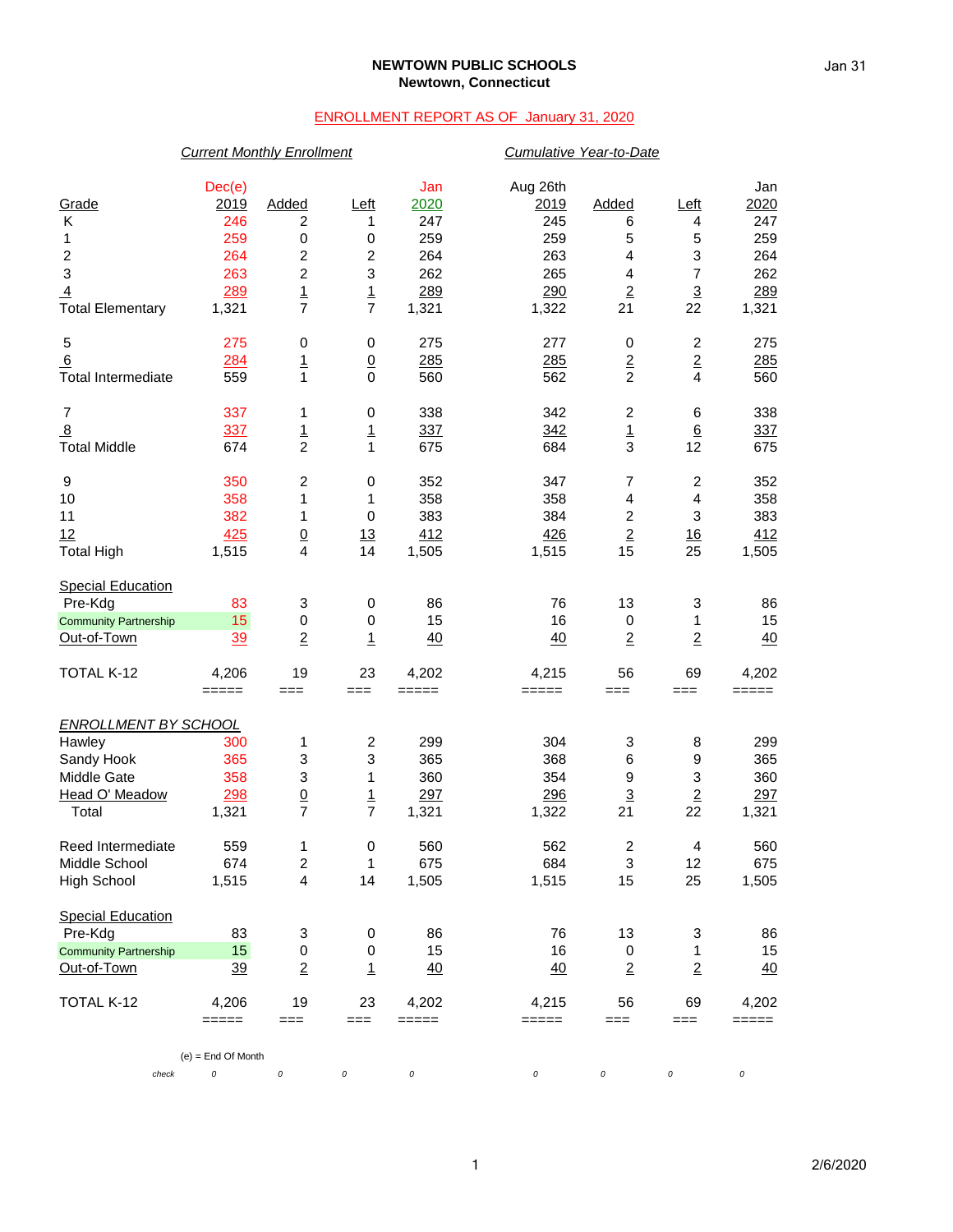**NEWTOWN PUBLIC SCHOOLS**
**Newtown, Connecticut**

ENROLLMENT REPORT AS OF January 31, 2020

| | *Current Monthly Enrollment* | | | | *Cumulative Year-to-Date* | | | |
|---|---|---|---|---|---|---|---|---|
| Grade | Dec(e) 2019 | Added | Left | Jan 2020 | Aug 26th 2019 | Added | Left | Jan 2020 |
| K | 246 | 2 | 1 | 247 | 245 | 6 | 4 | 247 |
| 1 | 259 | 0 | 0 | 259 | 259 | 5 | 5 | 259 |
| 2 | 264 | 2 | 2 | 264 | 263 | 4 | 3 | 264 |
| 3 | 263 | 2 | 3 | 262 | 265 | 4 | 7 | 262 |
| 4 | 289 | 1 | 1 | 289 | 290 | 2 | 3 | 289 |
| Total Elementary | 1,321 | 7 | 7 | 1,321 | 1,322 | 21 | 22 | 1,321 |
| 5 | 275 | 0 | 0 | 275 | 277 | 0 | 2 | 275 |
| 6 | 284 | 1 | 0 | 285 | 285 | 2 | 2 | 285 |
| Total Intermediate | 559 | 1 | 0 | 560 | 562 | 2 | 4 | 560 |
| 7 | 337 | 1 | 0 | 338 | 342 | 2 | 6 | 338 |
| 8 | 337 | 1 | 1 | 337 | 342 | 1 | 6 | 337 |
| Total Middle | 674 | 2 | 1 | 675 | 684 | 3 | 12 | 675 |
| 9 | 350 | 2 | 0 | 352 | 347 | 7 | 2 | 352 |
| 10 | 358 | 1 | 1 | 358 | 358 | 4 | 4 | 358 |
| 11 | 382 | 1 | 0 | 383 | 384 | 2 | 3 | 383 |
| 12 | 425 | 0 | 13 | 412 | 426 | 2 | 16 | 412 |
| Total High | 1,515 | 4 | 14 | 1,505 | 1,515 | 15 | 25 | 1,505 |
| Special Education | | | | | | | | |
| Pre-Kdg | 83 | 3 | 0 | 86 | 76 | 13 | 3 | 86 |
| Community Partnership | 15 | 0 | 0 | 15 | 16 | 0 | 1 | 15 |
| Out-of-Town | 39 | 2 | 1 | 40 | 40 | 2 | 2 | 40 |
| TOTAL K-12 | 4,206 | 19 | 23 | 4,202 | 4,215 | 56 | 69 | 4,202 |

| *ENROLLMENT BY SCHOOL* | Dec(e) 2019 | Added | Left | Jan 2020 | Aug 26th 2019 | Added | Left | Jan 2020 |
|---|---|---|---|---|---|---|---|---|
| Hawley | 300 | 1 | 2 | 299 | 304 | 3 | 8 | 299 |
| Sandy Hook | 365 | 3 | 3 | 365 | 368 | 6 | 9 | 365 |
| Middle Gate | 358 | 3 | 1 | 360 | 354 | 9 | 3 | 360 |
| Head O' Meadow | 298 | 0 | 1 | 297 | 296 | 3 | 2 | 297 |
| Total | 1,321 | 7 | 7 | 1,321 | 1,322 | 21 | 22 | 1,321 |
| Reed Intermediate | 559 | 1 | 0 | 560 | 562 | 2 | 4 | 560 |
| Middle School | 674 | 2 | 1 | 675 | 684 | 3 | 12 | 675 |
| High School | 1,515 | 4 | 14 | 1,505 | 1,515 | 15 | 25 | 1,505 |
| Special Education | | | | | | | | |
| Pre-Kdg | 83 | 3 | 0 | 86 | 76 | 13 | 3 | 86 |
| Community Partnership | 15 | 0 | 0 | 15 | 16 | 0 | 1 | 15 |
| Out-of-Town | 39 | 2 | 1 | 40 | 40 | 2 | 2 | 40 |
| TOTAL K-12 | 4,206 | 19 | 23 | 4,202 | 4,215 | 56 | 69 | 4,202 |
| check | 0 | 0 | 0 | 0 | 0 | 0 | 0 | 0 |

(e) = End Of Month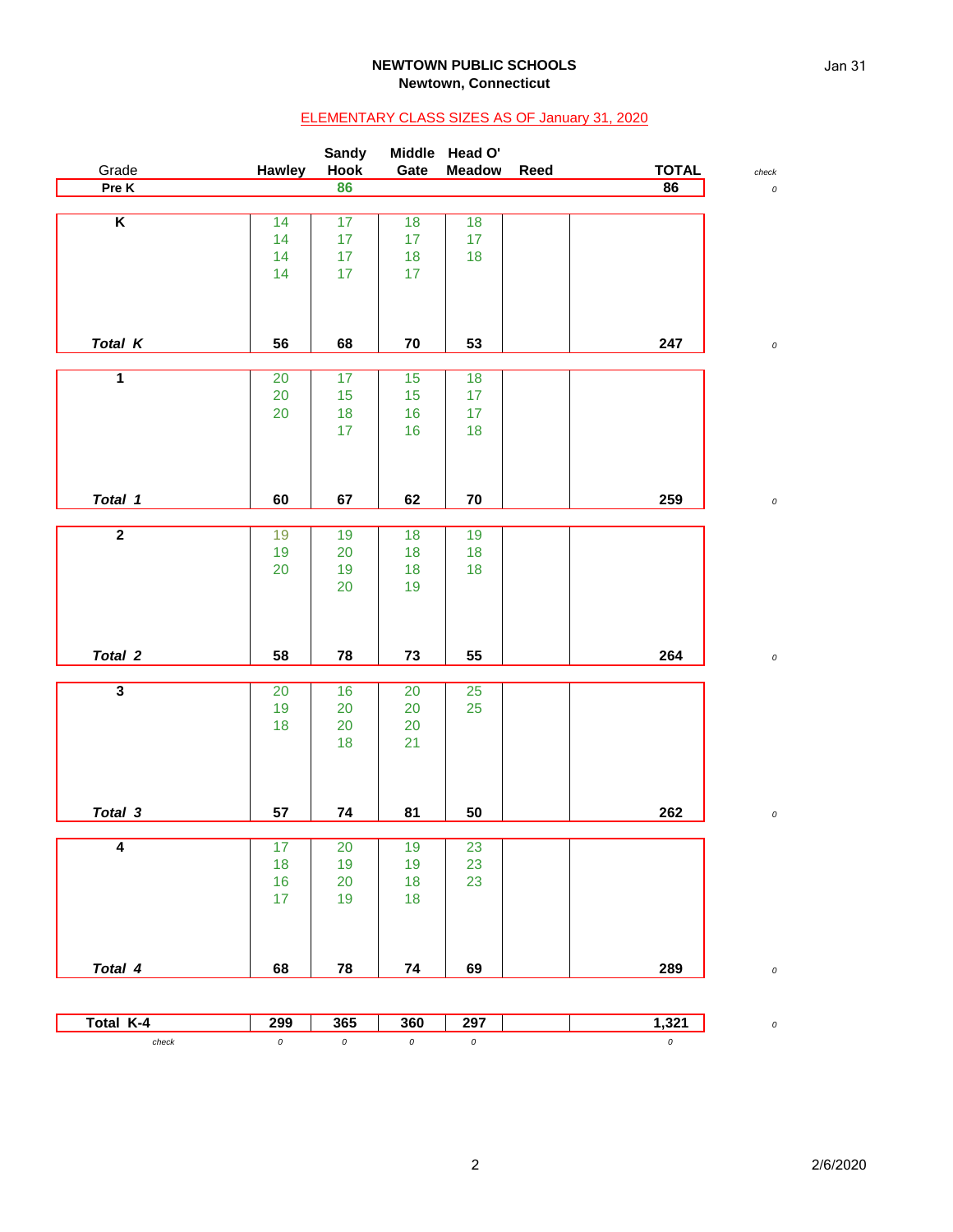**NEWTOWN PUBLIC SCHOOLS**
**Newtown, Connecticut**

ELEMENTARY CLASS SIZES AS OF January 31, 2020

| Grade | Hawley | Sandy Hook | Middle Gate | Head O' Meadow | Reed | TOTAL | check |
|---|---|---|---|---|---|---|---|
| **Pre K** | | **86** | | | | **86** | *0* |
| **K** | 14 | 17 | 18 | 18 | | | |
| | 14 | 17 | 17 | 17 | | | |
| | 14 | 17 | 18 | 18 | | | |
| | 14 | 17 | 17 | | | | |
| ***Total K*** | **56** | **68** | **70** | **53** | | **247** | *0* |
| **1** | 20 | 17 | 15 | 18 | | | |
| | 20 | 15 | 15 | 17 | | | |
| | 20 | 18 | 16 | 17 | | | |
| | | 17 | 16 | 18 | | | |
| ***Total 1*** | **60** | **67** | **62** | **70** | | **259** | *0* |
| **2** | 19 | 19 | 18 | 19 | | | |
| | 19 | 20 | 18 | 18 | | | |
| | 20 | 19 | 18 | 18 | | | |
| | | 20 | 19 | | | | |
| ***Total 2*** | **58** | **78** | **73** | **55** | | **264** | *0* |
| **3** | 20 | 16 | 20 | 25 | | | |
| | 19 | 20 | 20 | 25 | | | |
| | 18 | 20 | 20 | | | | |
| | | 18 | 21 | | | | |
| ***Total 3*** | **57** | **74** | **81** | **50** | | **262** | *0* |
| **4** | 17 | 20 | 19 | 23 | | | |
| | 18 | 19 | 19 | 23 | | | |
| | 16 | 20 | 18 | 23 | | | |
| | 17 | 19 | 18 | | | | |
| ***Total 4*** | **68** | **78** | **74** | **69** | | **289** | *0* |
| **Total K-4** | **299** | **365** | **360** | **297** | | **1,321** | *0* |
| *check* | *0* | *0* | *0* | *0* | | *0* | |